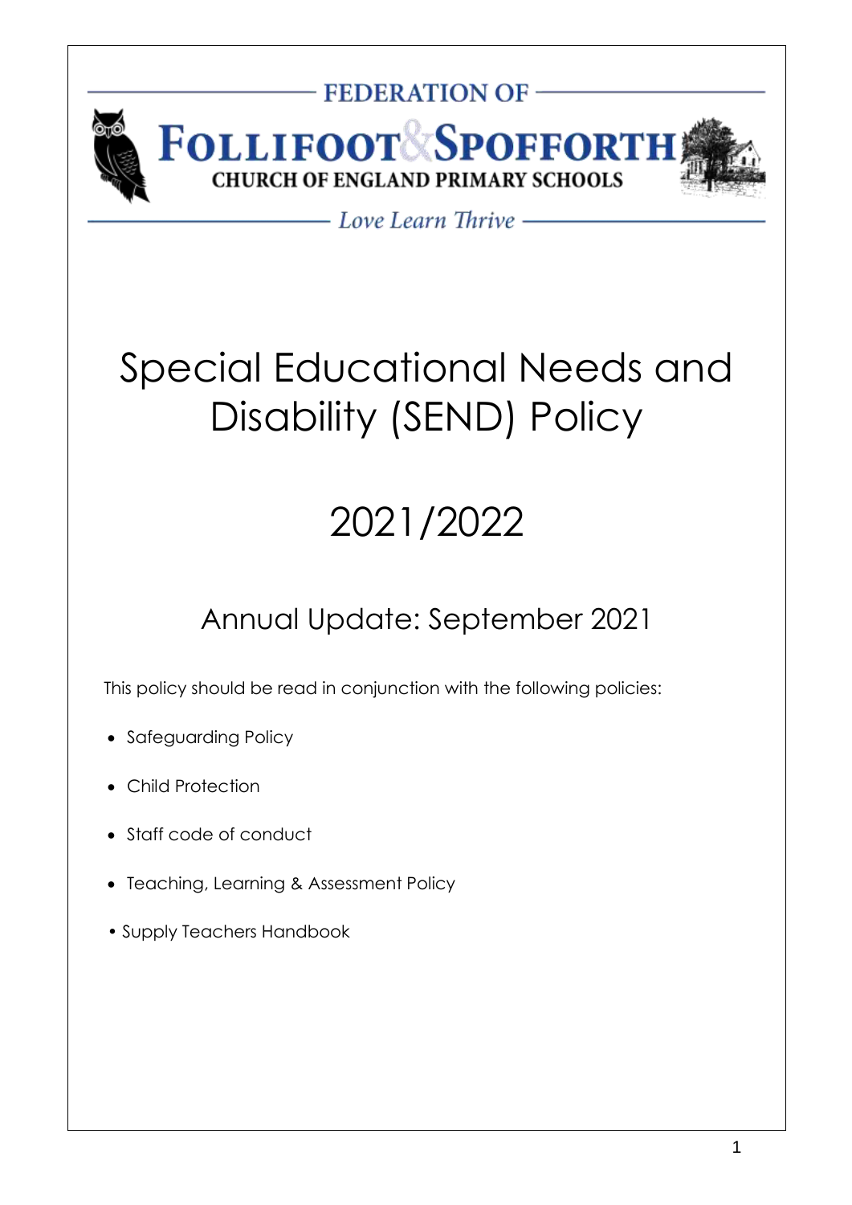FEDERATION OF

FOLLIFOOT & SPOFFORTH

CHURCH OF ENGLAND PRIMARY SCHOOLS

*Love Learn Thrive*

# Special Educational Needs and Disability (SEND) Policy

# 2021/2022

## Annual Update: September 2021

This policy should be read in conjunction with the following policies:

- Safeguarding Policy
- Child Protection
- Staff code of conduct
- Teaching, Learning & Assessment Policy
- Supply Teachers Handbook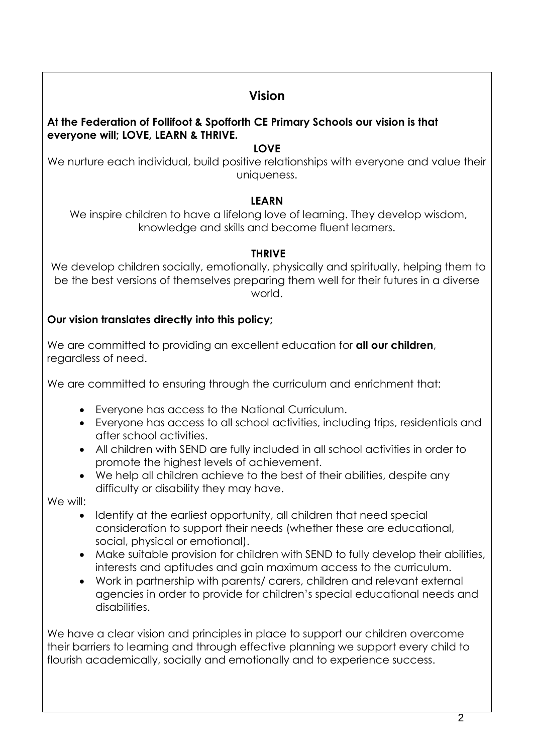## Vision

**At the Federation of Follifoot & Spofforth CE Primary Schools our vision is that everyone will; LOVE, LEARN & THRIVE.**

**LOVE**

We nurture each individual, build positive relationships with everyone and value their uniqueness.

**LEARN**

We inspire children to have a lifelong love of learning. They develop wisdom, knowledge and skills and become fluent learners.

**THRIVE**

We develop children socially, emotionally, physically and spiritually, helping them to be the best versions of themselves preparing them well for their futures in a diverse world.

**Our vision translates directly into this policy;**

We are committed to providing an excellent education for **all our children**, regardless of need.

We are committed to ensuring through the curriculum and enrichment that:

- Everyone has access to the National Curriculum.
- Everyone has access to all school activities, including trips, residentials and after school activities.
- All children with SEND are fully included in all school activities in order to promote the highest levels of achievement.
- We help all children achieve to the best of their abilities, despite any difficulty or disability they may have.

We will:

- Identify at the earliest opportunity, all children that need special consideration to support their needs (whether these are educational, social, physical or emotional).
- Make suitable provision for children with SEND to fully develop their abilities, interests and aptitudes and gain maximum access to the curriculum.
- Work in partnership with parents/ carers, children and relevant external agencies in order to provide for children's special educational needs and disabilities.

We have a clear vision and principles in place to support our children overcome their barriers to learning and through effective planning we support every child to flourish academically, socially and emotionally and to experience success.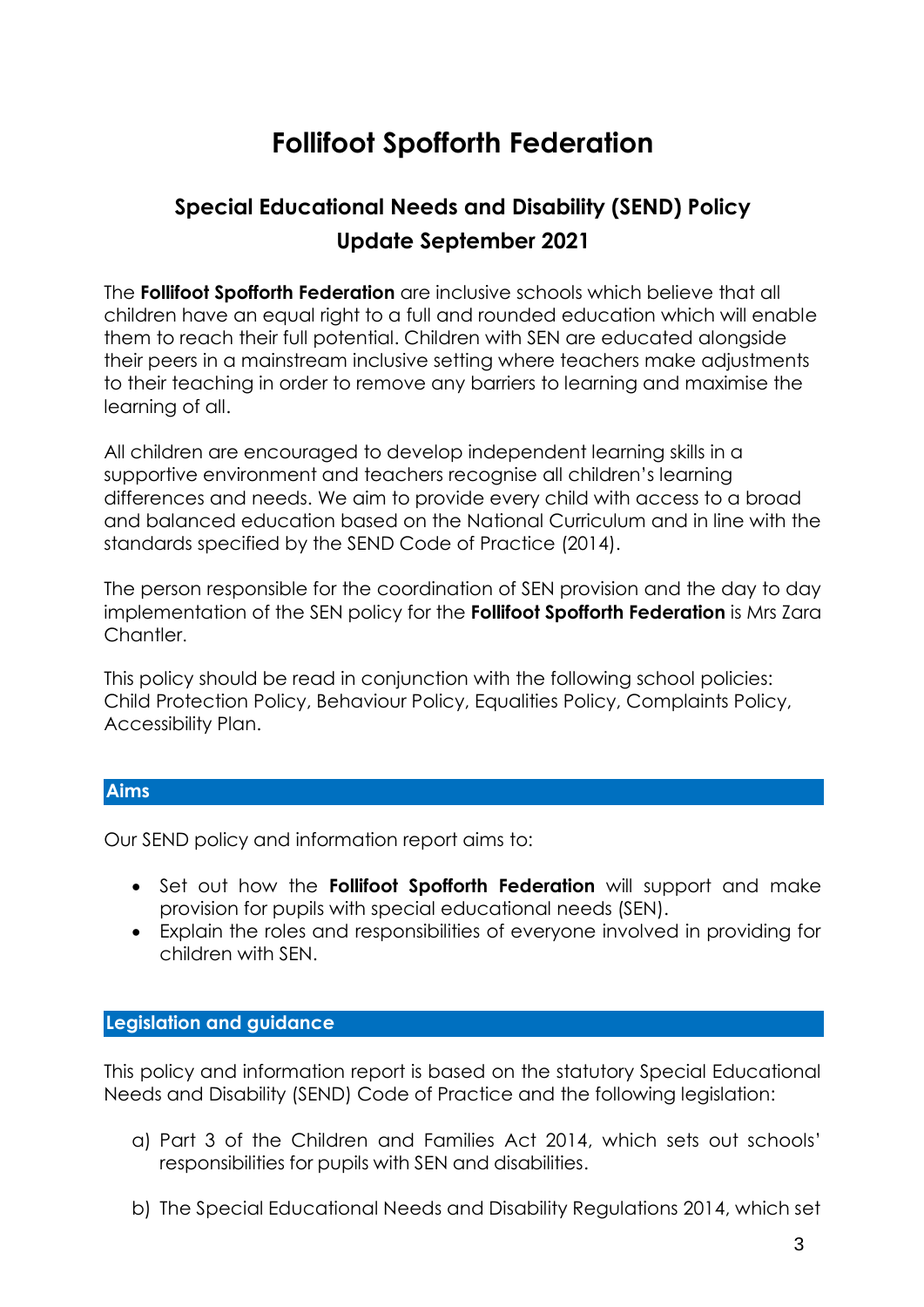# Follifoot Spofforth Federation

## Special Educational Needs and Disability (SEND) Policy
## Update September 2021

The **Follifoot Spofforth Federation** are inclusive schools which believe that all children have an equal right to a full and rounded education which will enable them to reach their full potential. Children with SEN are educated alongside their peers in a mainstream inclusive setting where teachers make adjustments to their teaching in order to remove any barriers to learning and maximise the learning of all.

All children are encouraged to develop independent learning skills in a supportive environment and teachers recognise all children's learning differences and needs. We aim to provide every child with access to a broad and balanced education based on the National Curriculum and in line with the standards specified by the SEND Code of Practice (2014).

The person responsible for the coordination of SEN provision and the day to day implementation of the SEN policy for the **Follifoot Spofforth Federation** is Mrs Zara Chantler.

This policy should be read in conjunction with the following school policies: Child Protection Policy, Behaviour Policy, Equalities Policy, Complaints Policy, Accessibility Plan.

### Aims

Our SEND policy and information report aims to:

- Set out how the **Follifoot Spofforth Federation** will support and make provision for pupils with special educational needs (SEN).
- Explain the roles and responsibilities of everyone involved in providing for children with SEN.

### Legislation and guidance

This policy and information report is based on the statutory Special Educational Needs and Disability (SEND) Code of Practice and the following legislation:

a) Part 3 of the Children and Families Act 2014, which sets out schools' responsibilities for pupils with SEN and disabilities.

b) The Special Educational Needs and Disability Regulations 2014, which set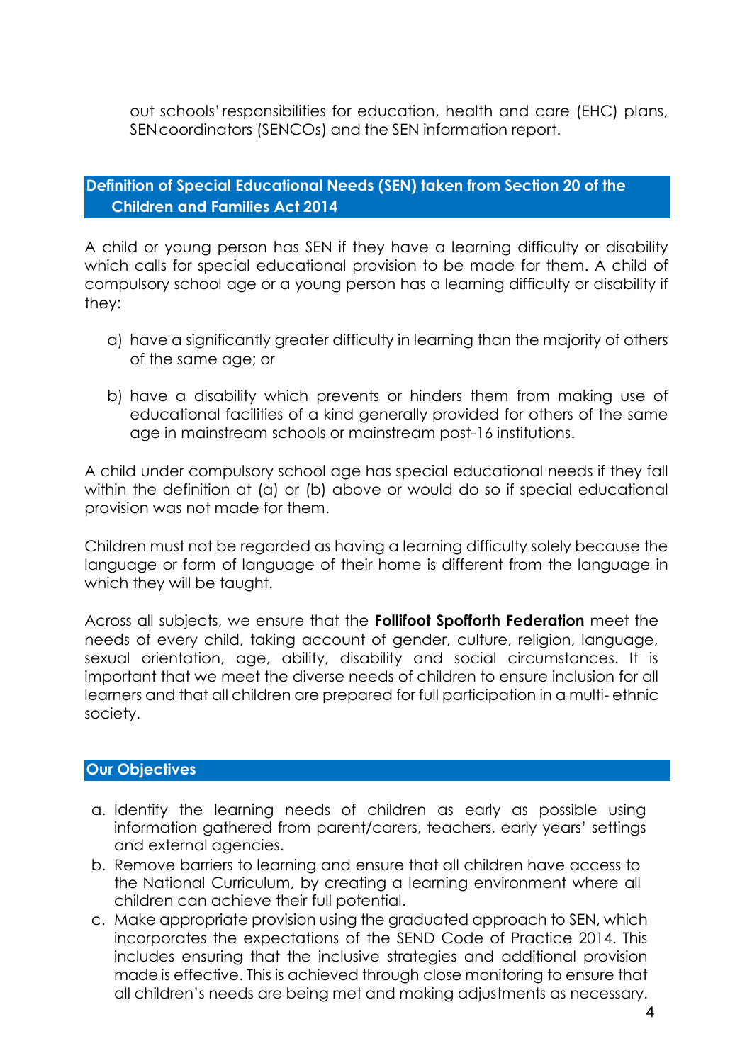out schools' responsibilities for education, health and care (EHC) plans, SEN coordinators (SENCOs) and the SEN information report.

## Definition of Special Educational Needs (SEN) taken from Section 20 of the Children and Families Act 2014

A child or young person has SEN if they have a learning difficulty or disability which calls for special educational provision to be made for them. A child of compulsory school age or a young person has a learning difficulty or disability if they:

a) have a significantly greater difficulty in learning than the majority of others of the same age; or

b) have a disability which prevents or hinders them from making use of educational facilities of a kind generally provided for others of the same age in mainstream schools or mainstream post-16 institutions.

A child under compulsory school age has special educational needs if they fall within the definition at (a) or (b) above or would do so if special educational provision was not made for them.

Children must not be regarded as having a learning difficulty solely because the language or form of language of their home is different from the language in which they will be taught.

Across all subjects, we ensure that the **Follifoot Spofforth Federation** meet the needs of every child, taking account of gender, culture, religion, language, sexual orientation, age, ability, disability and social circumstances. It is important that we meet the diverse needs of children to ensure inclusion for all learners and that all children are prepared for full participation in a multi- ethnic society.

## Our Objectives

a. Identify the learning needs of children as early as possible using information gathered from parent/carers, teachers, early years' settings and external agencies.
b. Remove barriers to learning and ensure that all children have access to the National Curriculum, by creating a learning environment where all children can achieve their full potential.
c. Make appropriate provision using the graduated approach to SEN, which incorporates the expectations of the SEND Code of Practice 2014. This includes ensuring that the inclusive strategies and additional provision made is effective. This is achieved through close monitoring to ensure that all children's needs are being met and making adjustments as necessary.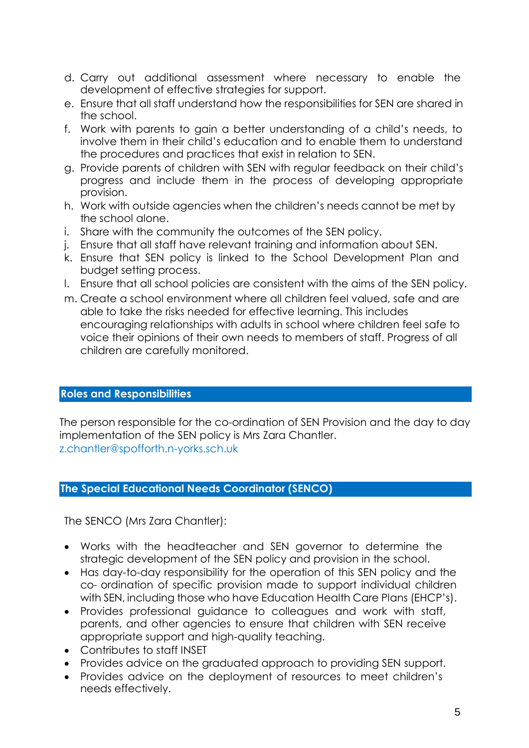d. Carry out additional assessment where necessary to enable the development of effective strategies for support.
e. Ensure that all staff understand how the responsibilities for SEN are shared in the school.
f. Work with parents to gain a better understanding of a child's needs, to involve them in their child's education and to enable them to understand the procedures and practices that exist in relation to SEN.
g. Provide parents of children with SEN with regular feedback on their child's progress and include them in the process of developing appropriate provision.
h. Work with outside agencies when the children's needs cannot be met by the school alone.
i. Share with the community the outcomes of the SEN policy.
j. Ensure that all staff have relevant training and information about SEN.
k. Ensure that SEN policy is linked to the School Development Plan and budget setting process.
l. Ensure that all school policies are consistent with the aims of the SEN policy.
m. Create a school environment where all children feel valued, safe and are able to take the risks needed for effective learning. This includes encouraging relationships with adults in school where children feel safe to voice their opinions of their own needs to members of staff. Progress of all children are carefully monitored.

## Roles and Responsibilities

The person responsible for the co-ordination of SEN Provision and the day to day implementation of the SEN policy is Mrs Zara Chantler.
z.chantler@spofforth.n-yorks.sch.uk

## The Special Educational Needs Coordinator (SENCO)

The SENCO (Mrs Zara Chantler):

- Works with the headteacher and SEN governor to determine the strategic development of the SEN policy and provision in the school.
- Has day-to-day responsibility for the operation of this SEN policy and the co- ordination of specific provision made to support individual children with SEN, including those who have Education Health Care Plans (EHCP's).
- Provides professional guidance to colleagues and work with staff, parents, and other agencies to ensure that children with SEN receive appropriate support and high-quality teaching.
- Contributes to staff INSET
- Provides advice on the graduated approach to providing SEN support.
- Provides advice on the deployment of resources to meet children's needs effectively.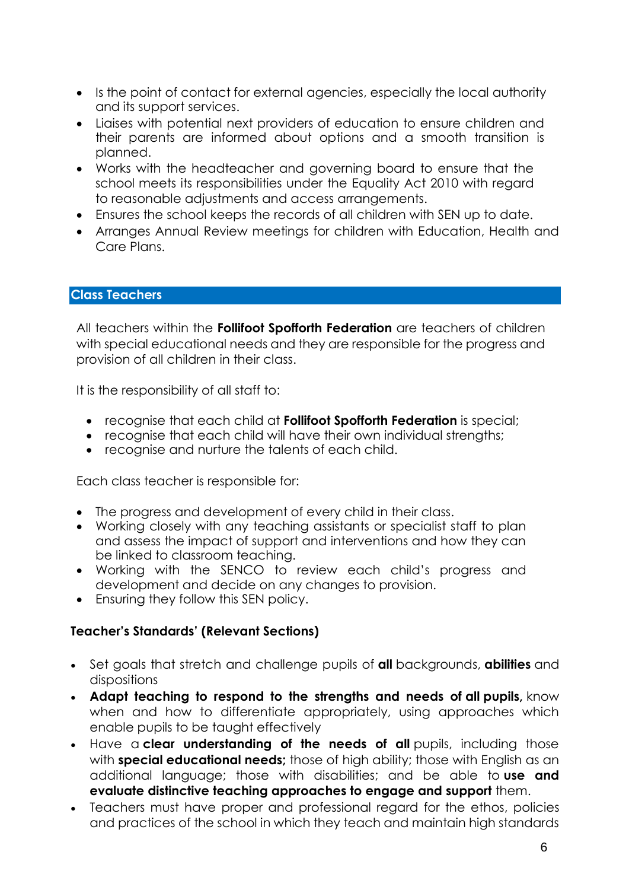- Is the point of contact for external agencies, especially the local authority and its support services.
- Liaises with potential next providers of education to ensure children and their parents are informed about options and a smooth transition is planned.
- Works with the headteacher and governing board to ensure that the school meets its responsibilities under the Equality Act 2010 with regard to reasonable adjustments and access arrangements.
- Ensures the school keeps the records of all children with SEN up to date.
- Arranges Annual Review meetings for children with Education, Health and Care Plans.

## Class Teachers

All teachers within the **Follifoot Spofforth Federation** are teachers of children with special educational needs and they are responsible for the progress and provision of all children in their class.

It is the responsibility of all staff to:

- recognise that each child at **Follifoot Spofforth Federation** is special;
- recognise that each child will have their own individual strengths;
- recognise and nurture the talents of each child.

Each class teacher is responsible for:

- The progress and development of every child in their class.
- Working closely with any teaching assistants or specialist staff to plan and assess the impact of support and interventions and how they can be linked to classroom teaching.
- Working with the SENCO to review each child's progress and development and decide on any changes to provision.
- Ensuring they follow this SEN policy.

**Teacher's Standards' (Relevant Sections)**

- Set goals that stretch and challenge pupils of **all** backgrounds, **abilities** and dispositions
- **Adapt teaching to respond to the strengths and needs of all pupils,** know when and how to differentiate appropriately, using approaches which enable pupils to be taught effectively
- Have a **clear understanding of the needs of all** pupils, including those with **special educational needs;** those of high ability; those with English as an additional language; those with disabilities; and be able to **use and evaluate distinctive teaching approaches to engage and support** them.
- Teachers must have proper and professional regard for the ethos, policies and practices of the school in which they teach and maintain high standards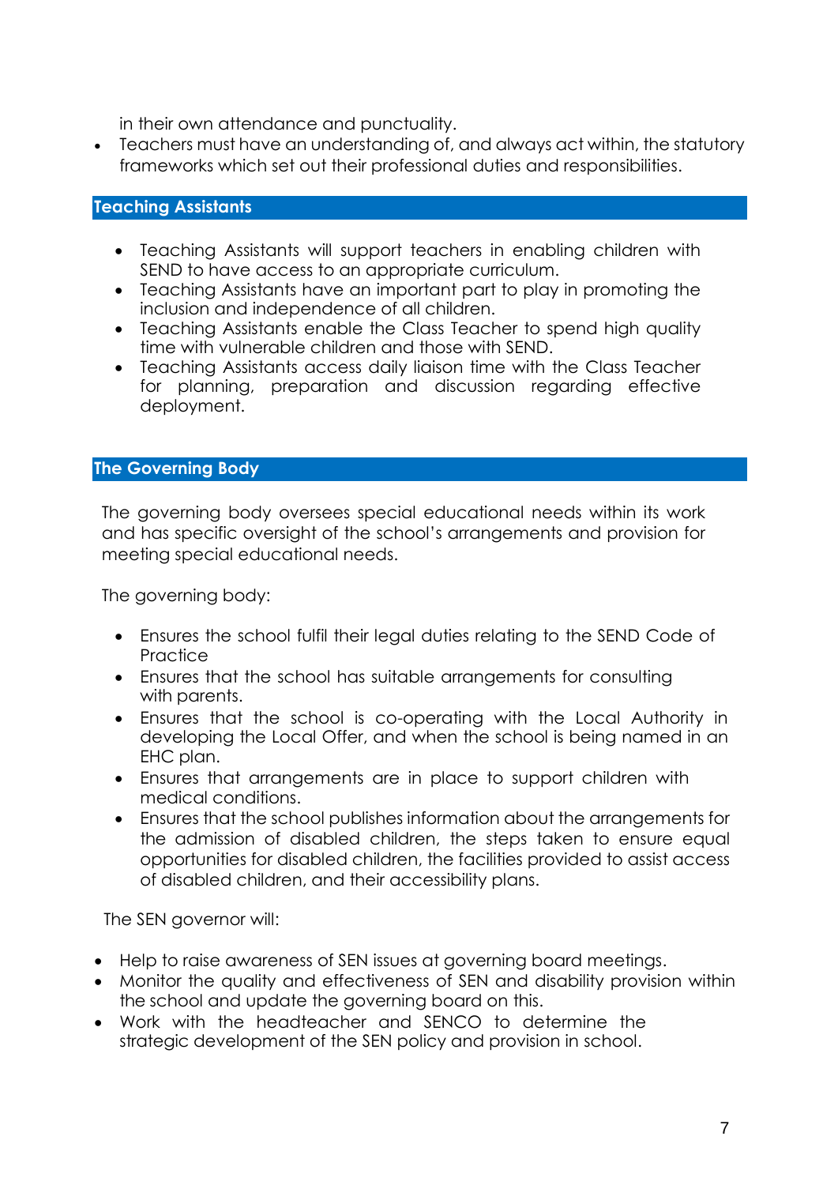in their own attendance and punctuality.

- Teachers must have an understanding of, and always act within, the statutory frameworks which set out their professional duties and responsibilities.

## Teaching Assistants

- Teaching Assistants will support teachers in enabling children with SEND to have access to an appropriate curriculum.
- Teaching Assistants have an important part to play in promoting the inclusion and independence of all children.
- Teaching Assistants enable the Class Teacher to spend high quality time with vulnerable children and those with SEND.
- Teaching Assistants access daily liaison time with the Class Teacher for planning, preparation and discussion regarding effective deployment.

## The Governing Body

The governing body oversees special educational needs within its work and has specific oversight of the school's arrangements and provision for meeting special educational needs.

The governing body:

- Ensures the school fulfil their legal duties relating to the SEND Code of Practice
- Ensures that the school has suitable arrangements for consulting with parents.
- Ensures that the school is co-operating with the Local Authority in developing the Local Offer, and when the school is being named in an EHC plan.
- Ensures that arrangements are in place to support children with medical conditions.
- Ensures that the school publishes information about the arrangements for the admission of disabled children, the steps taken to ensure equal opportunities for disabled children, the facilities provided to assist access of disabled children, and their accessibility plans.

The SEN governor will:

- Help to raise awareness of SEN issues at governing board meetings.
- Monitor the quality and effectiveness of SEN and disability provision within the school and update the governing board on this.
- Work with the headteacher and SENCO to determine the strategic development of the SEN policy and provision in school.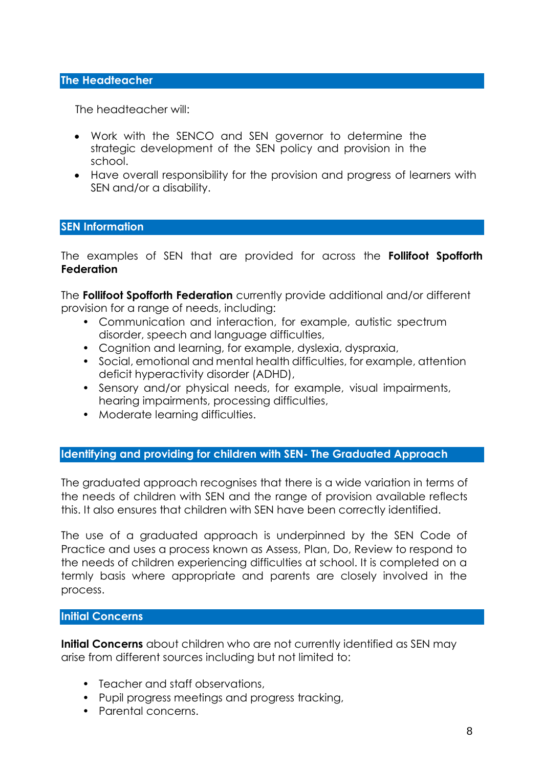## The Headteacher

The headteacher will:

- Work with the SENCO and SEN governor to determine the strategic development of the SEN policy and provision in the school.
- Have overall responsibility for the provision and progress of learners with SEN and/or a disability.

## SEN Information

The examples of SEN that are provided for across the **Follifoot Spofforth Federation**

The **Follifoot Spofforth Federation** currently provide additional and/or different provision for a range of needs, including:

- Communication and interaction, for example, autistic spectrum disorder, speech and language difficulties,
- Cognition and learning, for example, dyslexia, dyspraxia,
- Social, emotional and mental health difficulties, for example, attention deficit hyperactivity disorder (ADHD),
- Sensory and/or physical needs, for example, visual impairments, hearing impairments, processing difficulties,
- Moderate learning difficulties.

## Identifying and providing for children with SEN- The Graduated Approach

The graduated approach recognises that there is a wide variation in terms of the needs of children with SEN and the range of provision available reflects this. It also ensures that children with SEN have been correctly identified.

The use of a graduated approach is underpinned by the SEN Code of Practice and uses a process known as Assess, Plan, Do, Review to respond to the needs of children experiencing difficulties at school. It is completed on a termly basis where appropriate and parents are closely involved in the process.

## Initial Concerns

**Initial Concerns** about children who are not currently identified as SEN may arise from different sources including but not limited to:

- Teacher and staff observations,
- Pupil progress meetings and progress tracking,
- Parental concerns.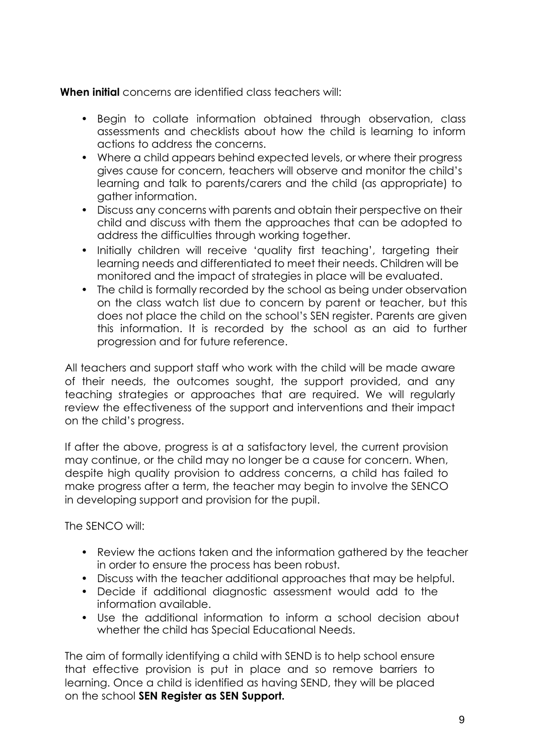**When initial** concerns are identified class teachers will:

- Begin to collate information obtained through observation, class assessments and checklists about how the child is learning to inform actions to address the concerns.
- Where a child appears behind expected levels, or where their progress gives cause for concern, teachers will observe and monitor the child's learning and talk to parents/carers and the child (as appropriate) to gather information.
- Discuss any concerns with parents and obtain their perspective on their child and discuss with them the approaches that can be adopted to address the difficulties through working together.
- Initially children will receive 'quality first teaching', targeting their learning needs and differentiated to meet their needs. Children will be monitored and the impact of strategies in place will be evaluated.
- The child is formally recorded by the school as being under observation on the class watch list due to concern by parent or teacher, but this does not place the child on the school's SEN register. Parents are given this information. It is recorded by the school as an aid to further progression and for future reference.

All teachers and support staff who work with the child will be made aware of their needs, the outcomes sought, the support provided, and any teaching strategies or approaches that are required. We will regularly review the effectiveness of the support and interventions and their impact on the child's progress.

If after the above, progress is at a satisfactory level, the current provision may continue, or the child may no longer be a cause for concern. When, despite high quality provision to address concerns, a child has failed to make progress after a term, the teacher may begin to involve the SENCO in developing support and provision for the pupil.

The SENCO will:

- Review the actions taken and the information gathered by the teacher in order to ensure the process has been robust.
- Discuss with the teacher additional approaches that may be helpful.
- Decide if additional diagnostic assessment would add to the information available.
- Use the additional information to inform a school decision about whether the child has Special Educational Needs.

The aim of formally identifying a child with SEND is to help school ensure that effective provision is put in place and so remove barriers to learning. Once a child is identified as having SEND, they will be placed on the school **SEN Register as SEN Support.**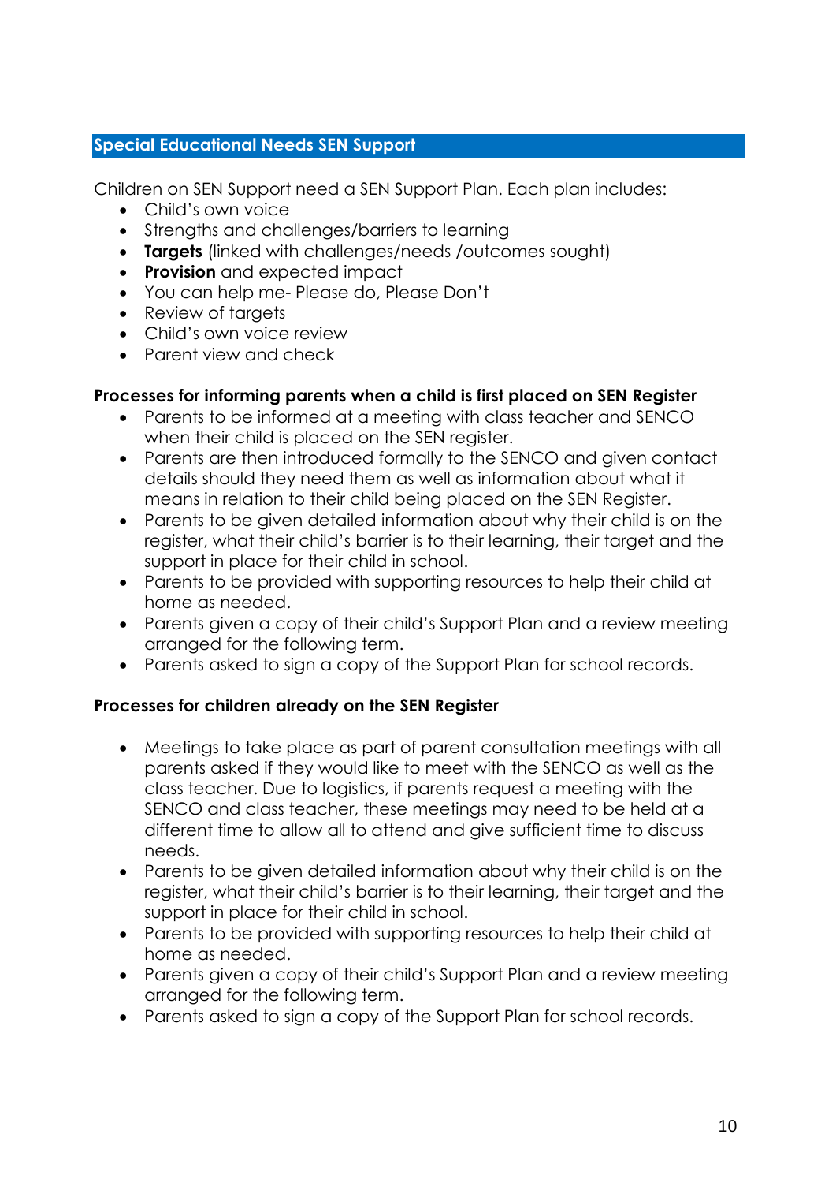## Special Educational Needs SEN Support

Children on SEN Support need a SEN Support Plan. Each plan includes:

- Child's own voice
- Strengths and challenges/barriers to learning
- **Targets** (linked with challenges/needs /outcomes sought)
- **Provision** and expected impact
- You can help me- Please do, Please Don't
- Review of targets
- Child's own voice review
- Parent view and check

### Processes for informing parents when a child is first placed on SEN Register

- Parents to be informed at a meeting with class teacher and SENCO when their child is placed on the SEN register.
- Parents are then introduced formally to the SENCO and given contact details should they need them as well as information about what it means in relation to their child being placed on the SEN Register.
- Parents to be given detailed information about why their child is on the register, what their child's barrier is to their learning, their target and the support in place for their child in school.
- Parents to be provided with supporting resources to help their child at home as needed.
- Parents given a copy of their child's Support Plan and a review meeting arranged for the following term.
- Parents asked to sign a copy of the Support Plan for school records.

### Processes for children already on the SEN Register

- Meetings to take place as part of parent consultation meetings with all parents asked if they would like to meet with the SENCO as well as the class teacher. Due to logistics, if parents request a meeting with the SENCO and class teacher, these meetings may need to be held at a different time to allow all to attend and give sufficient time to discuss needs.
- Parents to be given detailed information about why their child is on the register, what their child's barrier is to their learning, their target and the support in place for their child in school.
- Parents to be provided with supporting resources to help their child at home as needed.
- Parents given a copy of their child's Support Plan and a review meeting arranged for the following term.
- Parents asked to sign a copy of the Support Plan for school records.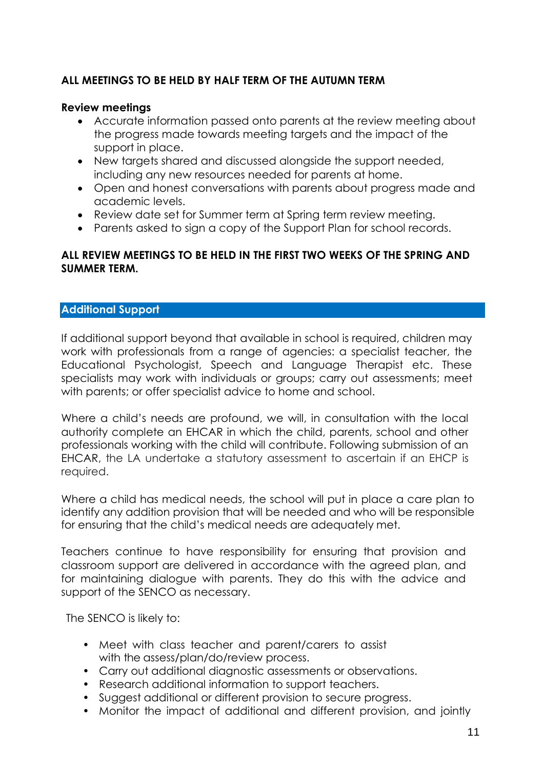**ALL MEETINGS TO BE HELD BY HALF TERM OF THE AUTUMN TERM**

**Review meetings**

- Accurate information passed onto parents at the review meeting about the progress made towards meeting targets and the impact of the support in place.
- New targets shared and discussed alongside the support needed, including any new resources needed for parents at home.
- Open and honest conversations with parents about progress made and academic levels.
- Review date set for Summer term at Spring term review meeting.
- Parents asked to sign a copy of the Support Plan for school records.

**ALL REVIEW MEETINGS TO BE HELD IN THE FIRST TWO WEEKS OF THE SPRING AND SUMMER TERM.**

## Additional Support

If additional support beyond that available in school is required, children may work with professionals from a range of agencies: a specialist teacher, the Educational Psychologist, Speech and Language Therapist etc. These specialists may work with individuals or groups; carry out assessments; meet with parents; or offer specialist advice to home and school.

Where a child's needs are profound, we will, in consultation with the local authority complete an EHCAR in which the child, parents, school and other professionals working with the child will contribute. Following submission of an EHCAR, the LA undertake a statutory assessment to ascertain if an EHCP is required.

Where a child has medical needs, the school will put in place a care plan to identify any addition provision that will be needed and who will be responsible for ensuring that the child's medical needs are adequately met.

Teachers continue to have responsibility for ensuring that provision and classroom support are delivered in accordance with the agreed plan, and for maintaining dialogue with parents. They do this with the advice and support of the SENCO as necessary.

The SENCO is likely to:

- Meet with class teacher and parent/carers to assist with the assess/plan/do/review process.
- Carry out additional diagnostic assessments or observations.
- Research additional information to support teachers.
- Suggest additional or different provision to secure progress.
- Monitor the impact of additional and different provision, and jointly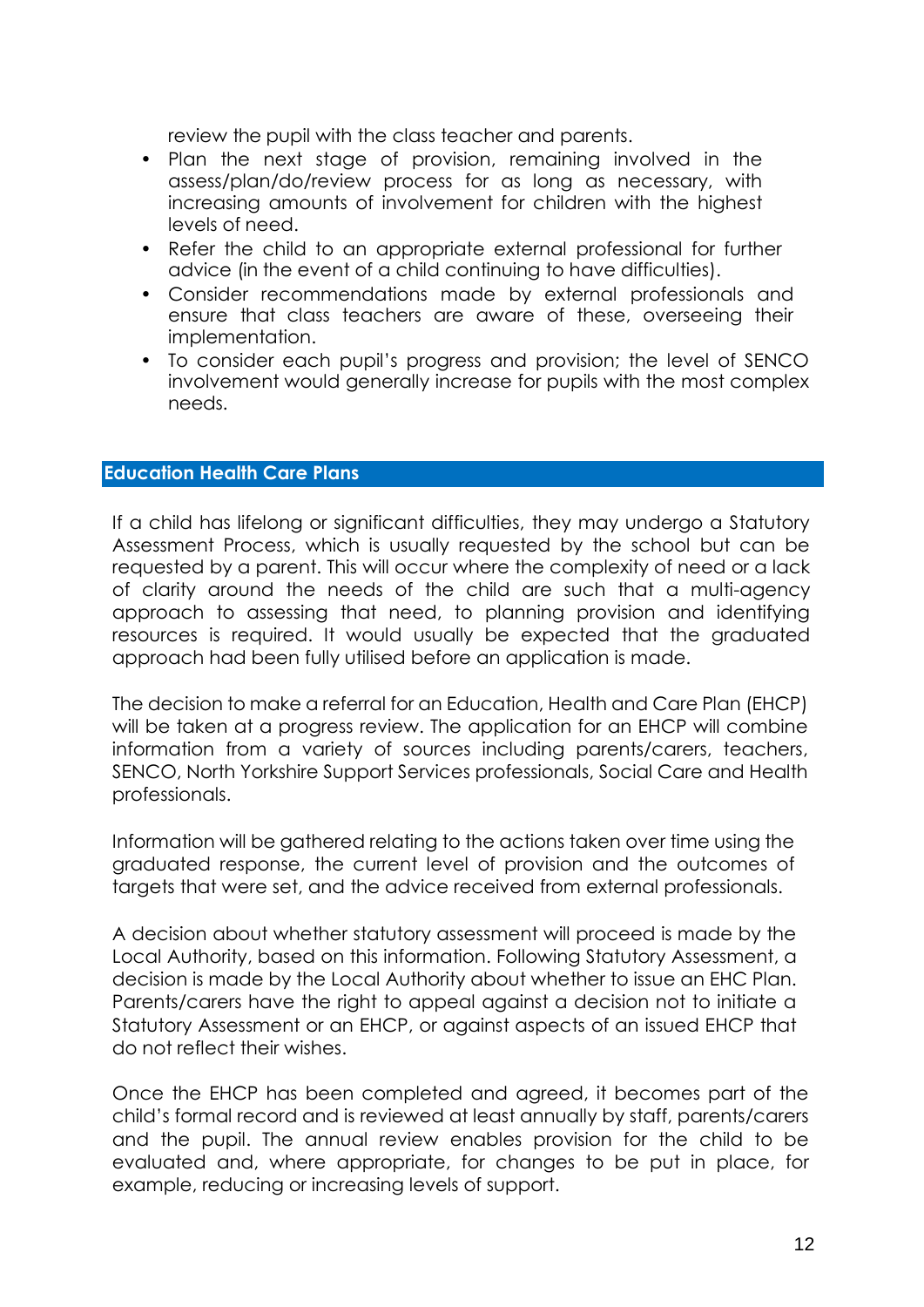review the pupil with the class teacher and parents.

- Plan the next stage of provision, remaining involved in the assess/plan/do/review process for as long as necessary, with increasing amounts of involvement for children with the highest levels of need.
- Refer the child to an appropriate external professional for further advice (in the event of a child continuing to have difficulties).
- Consider recommendations made by external professionals and ensure that class teachers are aware of these, overseeing their implementation.
- To consider each pupil's progress and provision; the level of SENCO involvement would generally increase for pupils with the most complex needs.

## Education Health Care Plans

If a child has lifelong or significant difficulties, they may undergo a Statutory Assessment Process, which is usually requested by the school but can be requested by a parent. This will occur where the complexity of need or a lack of clarity around the needs of the child are such that a multi-agency approach to assessing that need, to planning provision and identifying resources is required. It would usually be expected that the graduated approach had been fully utilised before an application is made.

The decision to make a referral for an Education, Health and Care Plan (EHCP) will be taken at a progress review. The application for an EHCP will combine information from a variety of sources including parents/carers, teachers, SENCO, North Yorkshire Support Services professionals, Social Care and Health professionals.

Information will be gathered relating to the actions taken over time using the graduated response, the current level of provision and the outcomes of targets that were set, and the advice received from external professionals.

A decision about whether statutory assessment will proceed is made by the Local Authority, based on this information. Following Statutory Assessment, a decision is made by the Local Authority about whether to issue an EHC Plan. Parents/carers have the right to appeal against a decision not to initiate a Statutory Assessment or an EHCP, or against aspects of an issued EHCP that do not reflect their wishes.

Once the EHCP has been completed and agreed, it becomes part of the child's formal record and is reviewed at least annually by staff, parents/carers and the pupil. The annual review enables provision for the child to be evaluated and, where appropriate, for changes to be put in place, for example, reducing or increasing levels of support.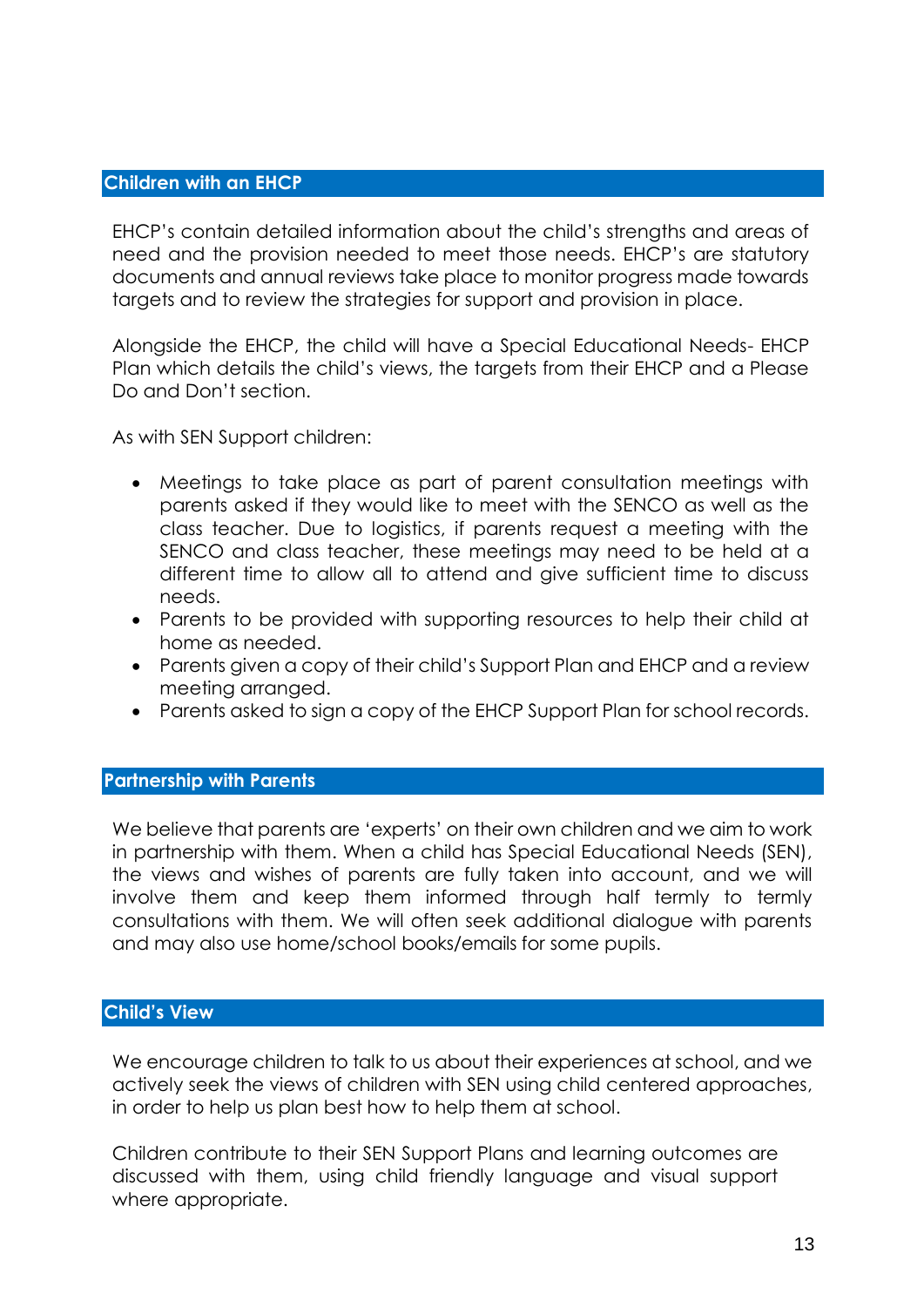## Children with an EHCP

EHCP's contain detailed information about the child's strengths and areas of need and the provision needed to meet those needs. EHCP's are statutory documents and annual reviews take place to monitor progress made towards targets and to review the strategies for support and provision in place.

Alongside the EHCP, the child will have a Special Educational Needs- EHCP Plan which details the child's views, the targets from their EHCP and a Please Do and Don't section.

As with SEN Support children:

- Meetings to take place as part of parent consultation meetings with parents asked if they would like to meet with the SENCO as well as the class teacher. Due to logistics, if parents request a meeting with the SENCO and class teacher, these meetings may need to be held at a different time to allow all to attend and give sufficient time to discuss needs.
- Parents to be provided with supporting resources to help their child at home as needed.
- Parents given a copy of their child's Support Plan and EHCP and a review meeting arranged.
- Parents asked to sign a copy of the EHCP Support Plan for school records.

## Partnership with Parents

We believe that parents are 'experts' on their own children and we aim to work in partnership with them. When a child has Special Educational Needs (SEN), the views and wishes of parents are fully taken into account, and we will involve them and keep them informed through half termly to termly consultations with them. We will often seek additional dialogue with parents and may also use home/school books/emails for some pupils.

## Child's View

We encourage children to talk to us about their experiences at school, and we actively seek the views of children with SEN using child centered approaches, in order to help us plan best how to help them at school.

Children contribute to their SEN Support Plans and learning outcomes are discussed with them, using child friendly language and visual support where appropriate.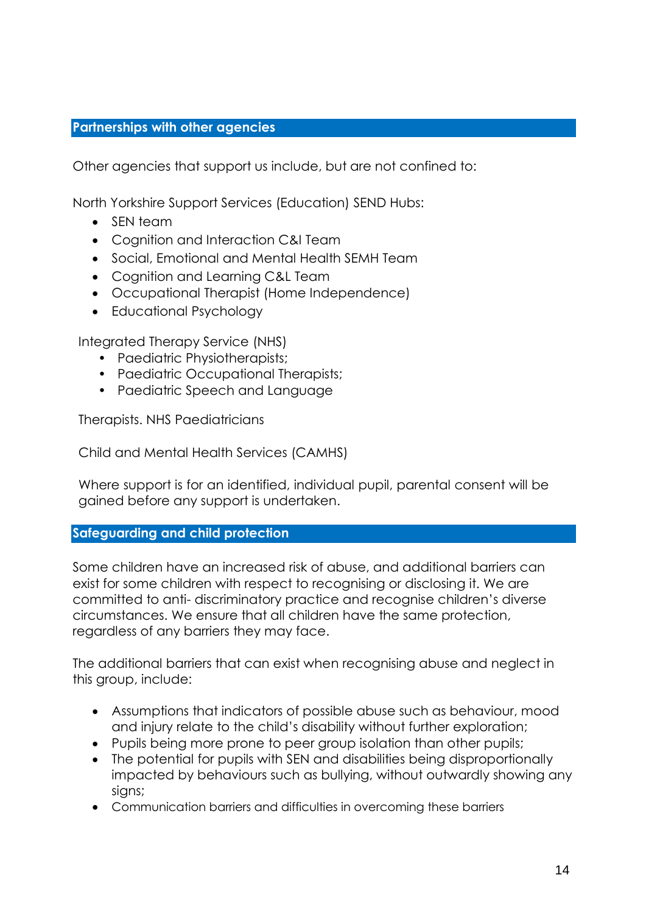## Partnerships with other agencies

Other agencies that support us include, but are not confined to:

North Yorkshire Support Services (Education) SEND Hubs:

- SEN team
- Cognition and Interaction C&I Team
- Social, Emotional and Mental Health SEMH Team
- Cognition and Learning C&L Team
- Occupational Therapist (Home Independence)
- Educational Psychology

Integrated Therapy Service (NHS)

- Paediatric Physiotherapists;
- Paediatric Occupational Therapists;
- Paediatric Speech and Language

Therapists. NHS Paediatricians

Child and Mental Health Services (CAMHS)

Where support is for an identified, individual pupil, parental consent will be gained before any support is undertaken.

## Safeguarding and child protection

Some children have an increased risk of abuse, and additional barriers can exist for some children with respect to recognising or disclosing it. We are committed to anti- discriminatory practice and recognise children's diverse circumstances. We ensure that all children have the same protection, regardless of any barriers they may face.

The additional barriers that can exist when recognising abuse and neglect in this group, include:

- Assumptions that indicators of possible abuse such as behaviour, mood and injury relate to the child's disability without further exploration;
- Pupils being more prone to peer group isolation than other pupils;
- The potential for pupils with SEN and disabilities being disproportionally impacted by behaviours such as bullying, without outwardly showing any signs;
- Communication barriers and difficulties in overcoming these barriers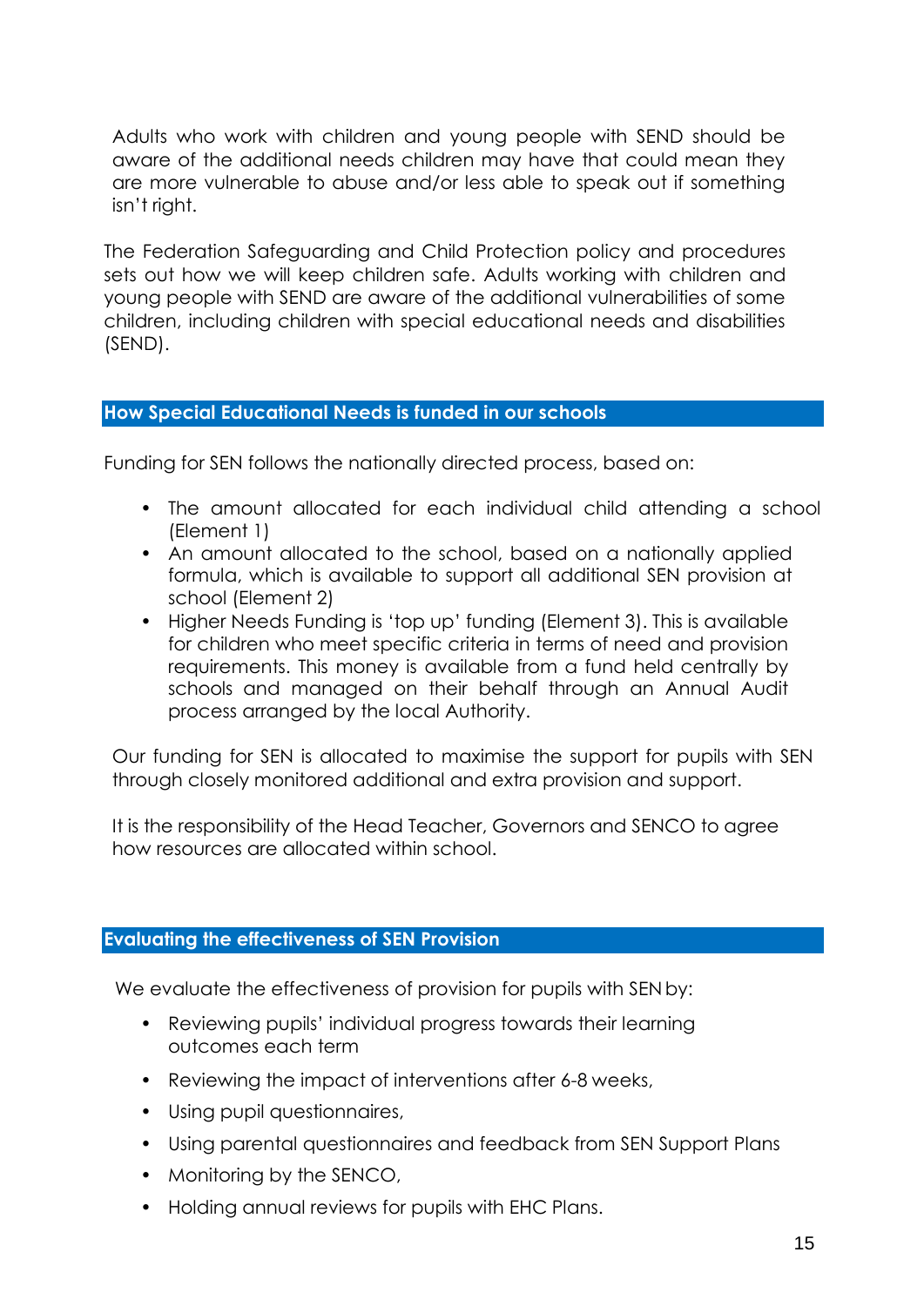Adults who work with children and young people with SEND should be aware of the additional needs children may have that could mean they are more vulnerable to abuse and/or less able to speak out if something isn't right.

The Federation Safeguarding and Child Protection policy and procedures sets out how we will keep children safe. Adults working with children and young people with SEND are aware of the additional vulnerabilities of some children, including children with special educational needs and disabilities (SEND).

## How Special Educational Needs is funded in our schools

Funding for SEN follows the nationally directed process, based on:

- The amount allocated for each individual child attending a school (Element 1)
- An amount allocated to the school, based on a nationally applied formula, which is available to support all additional SEN provision at school (Element 2)
- Higher Needs Funding is 'top up' funding (Element 3). This is available for children who meet specific criteria in terms of need and provision requirements. This money is available from a fund held centrally by schools and managed on their behalf through an Annual Audit process arranged by the local Authority.

Our funding for SEN is allocated to maximise the support for pupils with SEN through closely monitored additional and extra provision and support.

It is the responsibility of the Head Teacher, Governors and SENCO to agree how resources are allocated within school.

## Evaluating the effectiveness of SEN Provision

We evaluate the effectiveness of provision for pupils with SEN by:

- Reviewing pupils' individual progress towards their learning outcomes each term
- Reviewing the impact of interventions after 6-8 weeks,
- Using pupil questionnaires,
- Using parental questionnaires and feedback from SEN Support Plans
- Monitoring by the SENCO,
- Holding annual reviews for pupils with EHC Plans.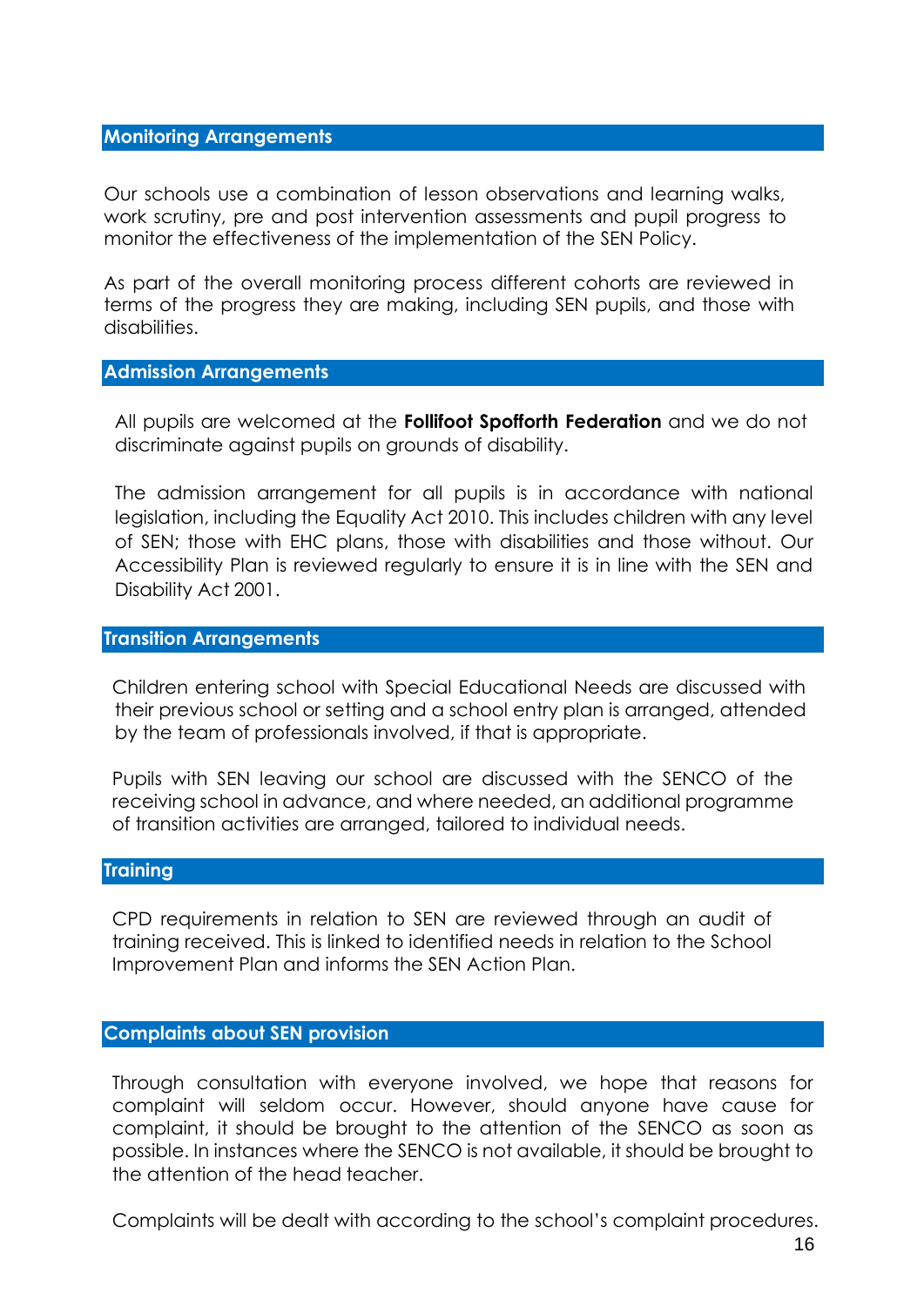## Monitoring Arrangements

Our schools use a combination of lesson observations and learning walks, work scrutiny, pre and post intervention assessments and pupil progress to monitor the effectiveness of the implementation of the SEN Policy.

As part of the overall monitoring process different cohorts are reviewed in terms of the progress they are making, including SEN pupils, and those with disabilities.

## Admission Arrangements

All pupils are welcomed at the **Follifoot Spofforth Federation** and we do not discriminate against pupils on grounds of disability.

The admission arrangement for all pupils is in accordance with national legislation, including the Equality Act 2010. This includes children with any level of SEN; those with EHC plans, those with disabilities and those without. Our Accessibility Plan is reviewed regularly to ensure it is in line with the SEN and Disability Act 2001.

## Transition Arrangements

Children entering school with Special Educational Needs are discussed with their previous school or setting and a school entry plan is arranged, attended by the team of professionals involved, if that is appropriate.

Pupils with SEN leaving our school are discussed with the SENCO of the receiving school in advance, and where needed, an additional programme of transition activities are arranged, tailored to individual needs.

## Training

CPD requirements in relation to SEN are reviewed through an audit of training received. This is linked to identified needs in relation to the School Improvement Plan and informs the SEN Action Plan.

## Complaints about SEN provision

Through consultation with everyone involved, we hope that reasons for complaint will seldom occur. However, should anyone have cause for complaint, it should be brought to the attention of the SENCO as soon as possible. In instances where the SENCO is not available, it should be brought to the attention of the head teacher.

Complaints will be dealt with according to the school's complaint procedures.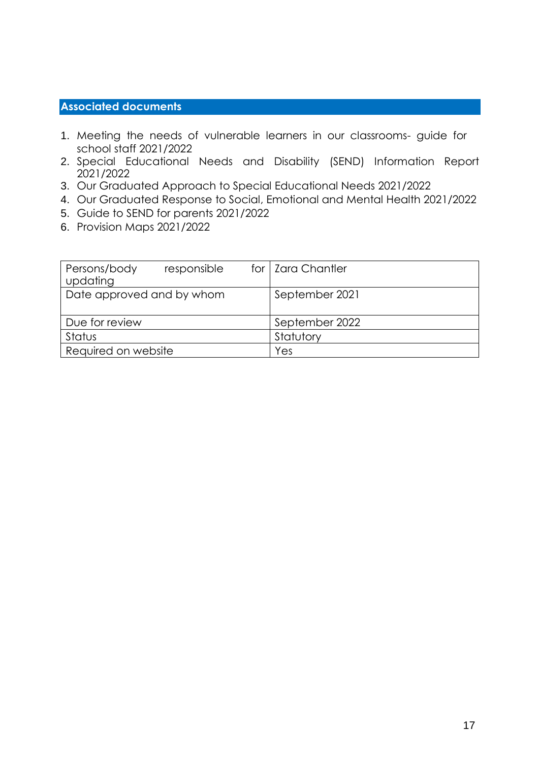## Associated documents

1. Meeting the needs of vulnerable learners in our classrooms- guide for school staff 2021/2022
2. Special Educational Needs and Disability (SEND) Information Report 2021/2022
3. Our Graduated Approach to Special Educational Needs 2021/2022
4. Our Graduated Response to Social, Emotional and Mental Health 2021/2022
5. Guide to SEND for parents 2021/2022
6. Provision Maps 2021/2022

| | |
|---|---|
| Persons/body responsible for updating | Zara Chantler |
| Date approved and by whom | September 2021 |
| Due for review | September 2022 |
| Status | Statutory |
| Required on website | Yes |